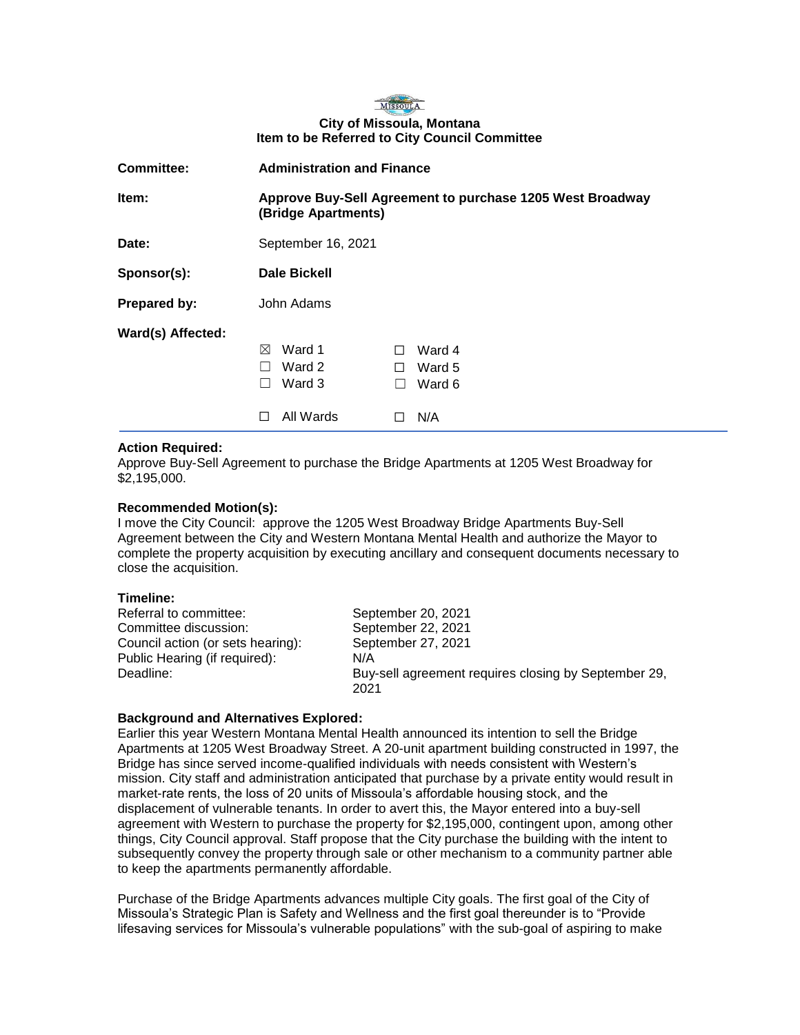**City of Missoula, Montana**
**Item to be Referred to City Council Committee**

| | |
|---|---|
| **Committee:** | **Administration and Finance** |
| **Item:** | **Approve Buy-Sell Agreement to purchase 1205 West Broadway (Bridge Apartments)** |
| **Date:** | September 16, 2021 |
| **Sponsor(s):** | **Dale Bickell** |
| **Prepared by:** | John Adams |
| **Ward(s) Affected:** | ☒ Ward 1 ☐ Ward 4<br>☐ Ward 2 ☐ Ward 5<br>☐ Ward 3 ☐ Ward 6<br>☐ All Wards ☐ N/A |

**Action Required:**
Approve Buy-Sell Agreement to purchase the Bridge Apartments at 1205 West Broadway for $2,195,000.

**Recommended Motion(s):**
I move the City Council: approve the 1205 West Broadway Bridge Apartments Buy-Sell Agreement between the City and Western Montana Mental Health and authorize the Mayor to complete the property acquisition by executing ancillary and consequent documents necessary to close the acquisition.

**Timeline:**

| | |
|---|---|
| Referral to committee: | September 20, 2021 |
| Committee discussion: | September 22, 2021 |
| Council action (or sets hearing): | September 27, 2021 |
| Public Hearing (if required): | N/A |
| Deadline: | Buy-sell agreement requires closing by September 29, 2021 |

**Background and Alternatives Explored:**
Earlier this year Western Montana Mental Health announced its intention to sell the Bridge Apartments at 1205 West Broadway Street. A 20-unit apartment building constructed in 1997, the Bridge has since served income-qualified individuals with needs consistent with Western's mission. City staff and administration anticipated that purchase by a private entity would result in market-rate rents, the loss of 20 units of Missoula's affordable housing stock, and the displacement of vulnerable tenants. In order to avert this, the Mayor entered into a buy-sell agreement with Western to purchase the property for $2,195,000, contingent upon, among other things, City Council approval. Staff propose that the City purchase the building with the intent to subsequently convey the property through sale or other mechanism to a community partner able to keep the apartments permanently affordable.

Purchase of the Bridge Apartments advances multiple City goals. The first goal of the City of Missoula's Strategic Plan is Safety and Wellness and the first goal thereunder is to "Provide lifesaving services for Missoula's vulnerable populations" with the sub-goal of aspiring to make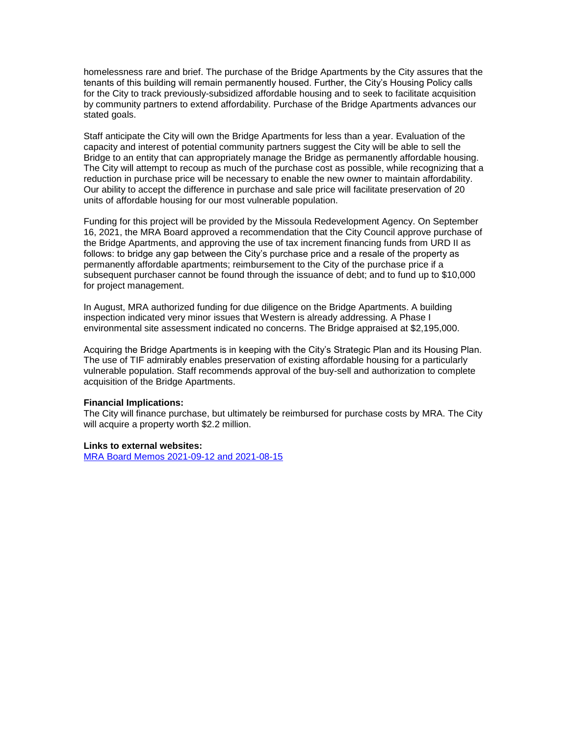homelessness rare and brief. The purchase of the Bridge Apartments by the City assures that the tenants of this building will remain permanently housed. Further, the City's Housing Policy calls for the City to track previously-subsidized affordable housing and to seek to facilitate acquisition by community partners to extend affordability. Purchase of the Bridge Apartments advances our stated goals.

Staff anticipate the City will own the Bridge Apartments for less than a year. Evaluation of the capacity and interest of potential community partners suggest the City will be able to sell the Bridge to an entity that can appropriately manage the Bridge as permanently affordable housing. The City will attempt to recoup as much of the purchase cost as possible, while recognizing that a reduction in purchase price will be necessary to enable the new owner to maintain affordability. Our ability to accept the difference in purchase and sale price will facilitate preservation of 20 units of affordable housing for our most vulnerable population.

Funding for this project will be provided by the Missoula Redevelopment Agency. On September 16, 2021, the MRA Board approved a recommendation that the City Council approve purchase of the Bridge Apartments, and approving the use of tax increment financing funds from URD II as follows: to bridge any gap between the City's purchase price and a resale of the property as permanently affordable apartments; reimbursement to the City of the purchase price if a subsequent purchaser cannot be found through the issuance of debt; and to fund up to $10,000 for project management.

In August, MRA authorized funding for due diligence on the Bridge Apartments. A building inspection indicated very minor issues that Western is already addressing. A Phase I environmental site assessment indicated no concerns. The Bridge appraised at $2,195,000.

Acquiring the Bridge Apartments is in keeping with the City's Strategic Plan and its Housing Plan. The use of TIF admirably enables preservation of existing affordable housing for a particularly vulnerable population. Staff recommends approval of the buy-sell and authorization to complete acquisition of the Bridge Apartments.

**Financial Implications:**
The City will finance purchase, but ultimately be reimbursed for purchase costs by MRA. The City will acquire a property worth $2.2 million.

**Links to external websites:**
[MRA Board Memos 2021-09-12 and 2021-08-15]